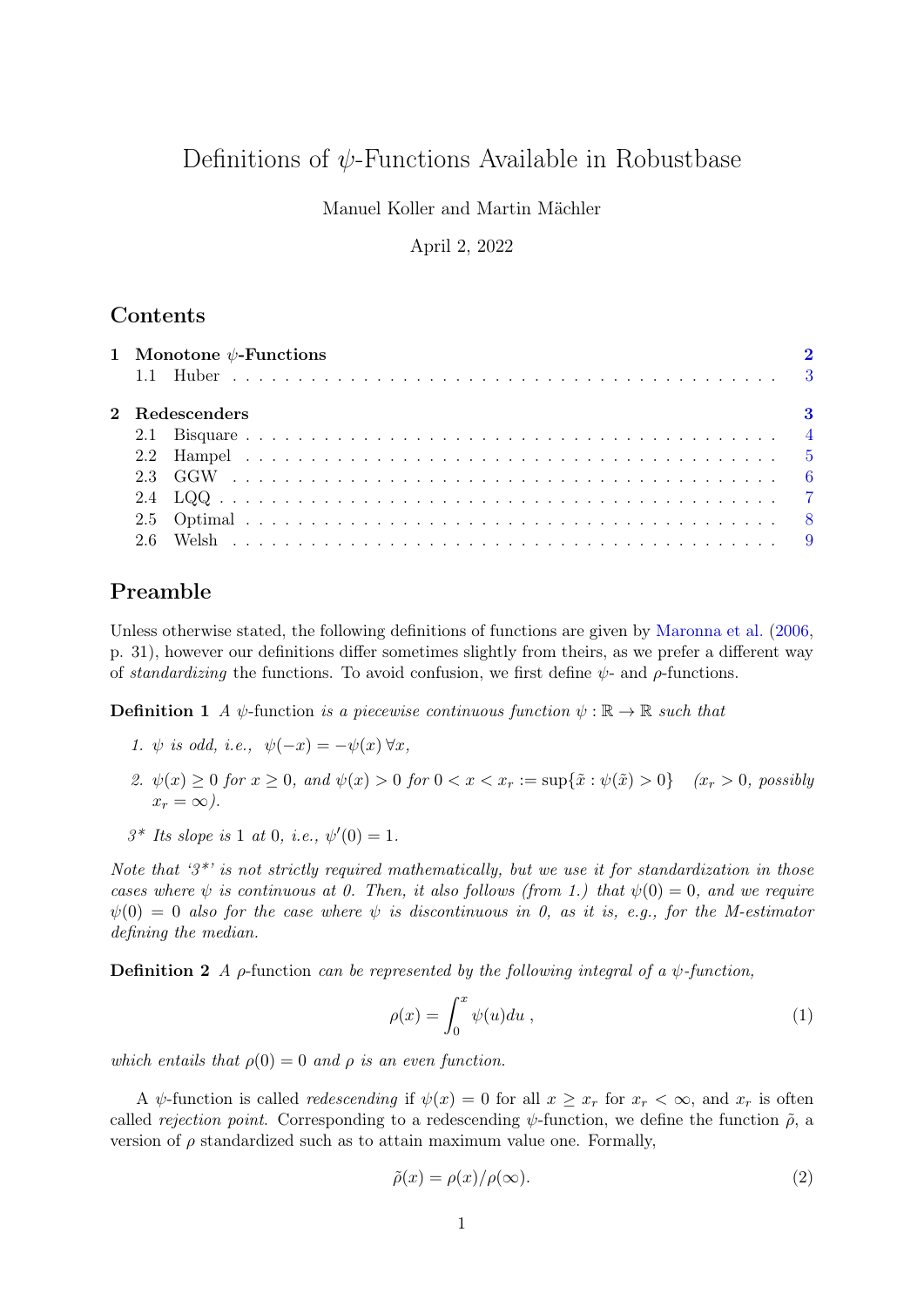# Definitions of $\psi$-Functions Available in Robustbase

Manuel Koller and Martin Mächler

April 2, 2022

## Contents

1 Monotone $\psi$-Functions — 2
  1.1 Huber — 3

2 Redescenders — 3
  2.1 Bisquare — 4
  2.2 Hampel — 5
  2.3 GGW — 6
  2.4 LQQ — 7
  2.5 Optimal — 8
  2.6 Welsh — 9

## Preamble

Unless otherwise stated, the following definitions of functions are given by Maronna et al. (2006, p. 31), however our definitions differ sometimes slightly from theirs, as we prefer a different way of *standardizing* the functions. To avoid confusion, we first define $\psi$- and $\rho$-functions.

**Definition 1** *A* $\psi$-function *is a piecewise continuous function* $\psi : \mathbb{R} \to \mathbb{R}$ *such that*

1. $\psi$ *is odd, i.e.,* $\psi(-x) = -\psi(x)\ \forall x$,
2. $\psi(x) \geq 0$ *for* $x \geq 0$*, and* $\psi(x) > 0$ *for* $0 < x < x_r := \sup\{\tilde{x} : \psi(\tilde{x}) > 0\}$ $\quad$ *(*$x_r > 0$*, possibly* $x_r = \infty$*).*

3\* *Its slope is* 1 *at* 0*, i.e.,* $\psi'(0) = 1$.

*Note that '3\*' is not strictly required mathematically, but we use it for standardization in those cases where* $\psi$ *is continuous at 0. Then, it also follows (from 1.) that* $\psi(0) = 0$*, and we require* $\psi(0) = 0$ *also for the case where* $\psi$ *is discontinuous in 0, as it is, e.g., for the M-estimator defining the median.*

**Definition 2** *A* $\rho$-function *can be represented by the following integral of a* $\psi$*-function,*

$$\rho(x) = \int_0^x \psi(u)du\ , \tag{1}$$

*which entails that* $\rho(0) = 0$ *and* $\rho$ *is an even function.*

A $\psi$-function is called *redescending* if $\psi(x) = 0$ for all $x \geq x_r$ for $x_r < \infty$, and $x_r$ is often called *rejection point*. Corresponding to a redescending $\psi$-function, we define the function $\tilde{\rho}$, a version of $\rho$ standardized such as to attain maximum value one. Formally,

$$\tilde{\rho}(x) = \rho(x)/\rho(\infty). \tag{2}$$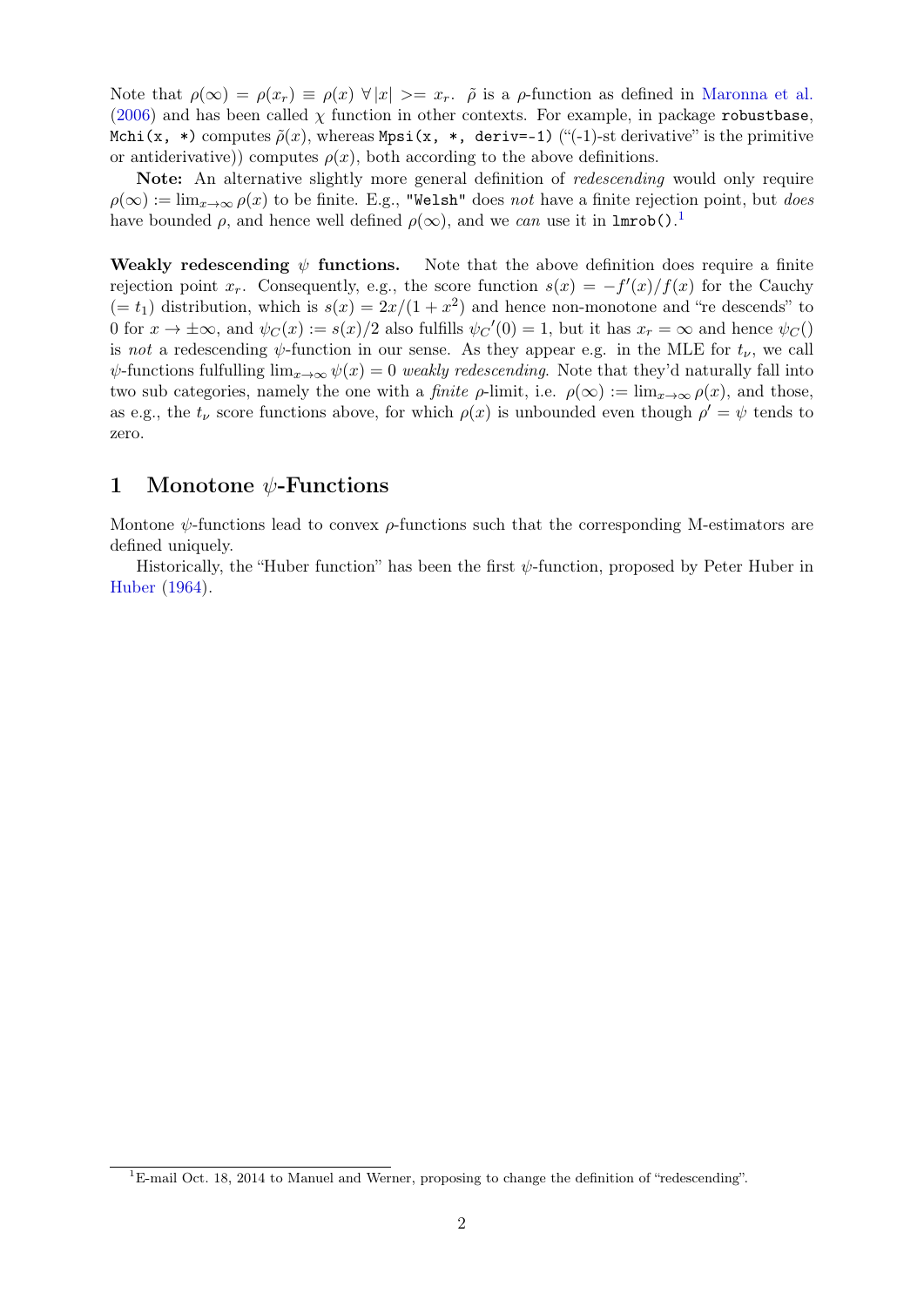Note that $\rho(\infty) = \rho(x_r) \equiv \rho(x) \; \forall |x| >= x_r$. $\tilde{\rho}$ is a $\rho$-function as defined in Maronna et al. (2006) and has been called $\chi$ function in other contexts. For example, in package `robustbase`, `Mchi(x, *)` computes $\tilde{\rho}(x)$, whereas `Mpsi(x, *, deriv=-1)` ("(-1)-st derivative" is the primitive or antiderivative)) computes $\rho(x)$, both according to the above definitions.

**Note:** An alternative slightly more general definition of *redescending* would only require $\rho(\infty) := \lim_{x\to\infty} \rho(x)$ to be finite. E.g., `"Welsh"` does *not* have a finite rejection point, but *does* have bounded $\rho$, and hence well defined $\rho(\infty)$, and we *can* use it in `lmrob()`.[1]

**Weakly redescending $\psi$ functions.** Note that the above definition does require a finite rejection point $x_r$. Consequently, e.g., the score function $s(x) = -f'(x)/f(x)$ for the Cauchy ($= t_1$) distribution, which is $s(x) = 2x/(1 + x^2)$ and hence non-monotone and "re descends" to 0 for $x \to \pm\infty$, and $\psi_C(x) := s(x)/2$ also fulfills ${\psi_C}'(0) = 1$, but it has $x_r = \infty$ and hence $\psi_C()$ is *not* a redescending $\psi$-function in our sense. As they appear e.g. in the MLE for $t_\nu$, we call $\psi$-functions fulfilling $\lim_{x\to\infty} \psi(x) = 0$ *weakly redescending*. Note that they'd naturally fall into two sub categories, namely the one with a *finite* $\rho$-limit, i.e. $\rho(\infty) := \lim_{x\to\infty} \rho(x)$, and those, as e.g., the $t_\nu$ score functions above, for which $\rho(x)$ is unbounded even though $\rho' = \psi$ tends to zero.

## 1 Monotone $\psi$-Functions

Montone $\psi$-functions lead to convex $\rho$-functions such that the corresponding M-estimators are defined uniquely.

Historically, the "Huber function" has been the first $\psi$-function, proposed by Peter Huber in Huber (1964).

[1] E-mail Oct. 18, 2014 to Manuel and Werner, proposing to change the definition of "redescending".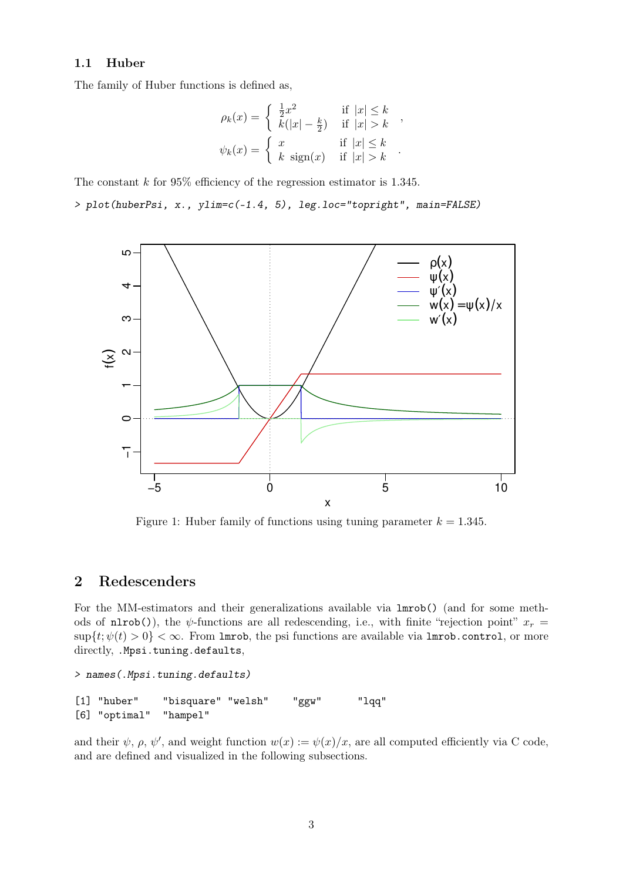### 1.1 Huber

The family of Huber functions is defined as,

$$\rho_k(x) = \begin{cases} \frac{1}{2}x^2 & \text{if } |x| \le k \\ k(|x| - \frac{k}{2}) & \text{if } |x| > k \end{cases} ,$$

$$\psi_k(x) = \begin{cases} x & \text{if } |x| \le k \\ k \ \text{sign}(x) & \text{if } |x| > k \end{cases} .$$

The constant $k$ for 95% efficiency of the regression estimator is 1.345.

```
> plot(huberPsi, x., ylim=c(-1.4, 5), leg.loc="topright", main=FALSE)
```

Figure 1: Huber family of functions using tuning parameter $k = 1.345$.

## 2 Redescenders

For the MM-estimators and their generalizations available via `lmrob()` (and for some methods of `nlrob()`), the $\psi$-functions are all redescending, i.e., with finite "rejection point" $x_r = \sup\{t; \psi(t) > 0\} < \infty$. From `lmrob`, the psi functions are available via `lmrob.control`, or more directly, `.Mpsi.tuning.defaults`,

```
> names(.Mpsi.tuning.defaults)
```

```
[1] "huber"    "bisquare" "welsh"    "ggw"      "lqq"
[6] "optimal"  "hampel"
```

and their $\psi$, $\rho$, $\psi'$, and weight function $w(x) := \psi(x)/x$, are all computed efficiently via C code, and are defined and visualized in the following subsections.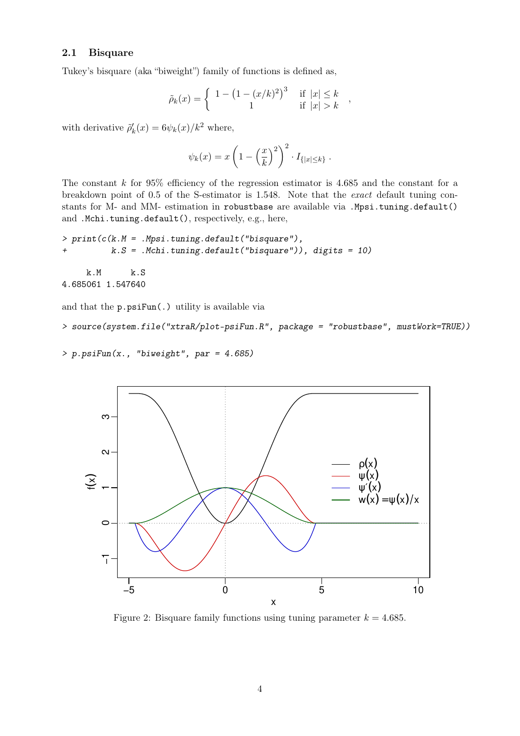### 2.1 Bisquare

Tukey's bisquare (aka "biweight") family of functions is defined as,

$$\tilde{\rho}_k(x) = \begin{cases} 1 - \left(1 - (x/k)^2\right)^3 & \text{if } |x| \le k \\ 1 & \text{if } |x| > k \end{cases},$$

with derivative $\tilde{\rho}'_k(x) = 6\psi_k(x)/k^2$ where,

$$\psi_k(x) = x\left(1 - \left(\frac{x}{k}\right)^2\right)^2 \cdot I_{\{|x| \le k\}}.$$

The constant $k$ for 95% efficiency of the regression estimator is 4.685 and the constant for a breakdown point of 0.5 of the S-estimator is 1.548. Note that the *exact* default tuning constants for M- and MM- estimation in `robustbase` are available via `.Mpsi.tuning.default()` and `.Mchi.tuning.default()`, respectively, e.g., here,

```
> print(c(k.M = .Mpsi.tuning.default("bisquare"),
+         k.S = .Mchi.tuning.default("bisquare")), digits = 10)

     k.M      k.S
4.685061 1.547640
```

and that the `p.psiFun(.)` utility is available via

```
> source(system.file("xtraR/plot-psiFun.R", package = "robustbase", mustWork=TRUE))

> p.psiFun(x., "biweight", par = 4.685)
```

Figure 2: Bisquare family functions using tuning parameter $k = 4.685$.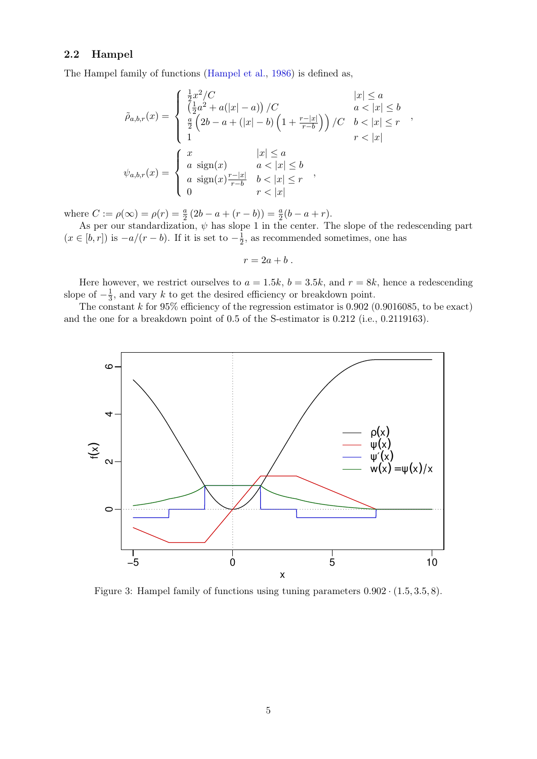### 2.2 Hampel

The Hampel family of functions (Hampel et al., 1986) is defined as,

$$\tilde{\rho}_{a,b,r}(x) = \begin{cases} \frac{1}{2}x^2/C & |x| \le a \\ \left(\frac{1}{2}a^2 + a(|x|-a)\right)/C & a < |x| \le b \\ \frac{a}{2}\left(2b - a + (|x|-b)\left(1 + \frac{r-|x|}{r-b}\right)\right)/C & b < |x| \le r \\ 1 & r < |x| \end{cases},$$

$$\psi_{a,b,r}(x) = \begin{cases} x & |x| \le a \\ a \ \mathrm{sign}(x) & a < |x| \le b \\ a \ \mathrm{sign}(x)\frac{r-|x|}{r-b} & b < |x| \le r \\ 0 & r < |x| \end{cases},$$

where $C := \rho(\infty) = \rho(r) = \frac{a}{2}\left(2b - a + (r-b)\right) = \frac{a}{2}(b - a + r)$.

As per our standardization, $\psi$ has slope 1 in the center. The slope of the redescending part ($x \in [b, r]$) is $-a/(r-b)$. If it is set to $-\frac{1}{2}$, as recommended sometimes, one has

$$r = 2a + b\,.$$

Here however, we restrict ourselves to $a = 1.5k$, $b = 3.5k$, and $r = 8k$, hence a redescending slope of $-\frac{1}{3}$, and vary $k$ to get the desired efficiency or breakdown point.

The constant $k$ for 95% efficiency of the regression estimator is 0.902 (0.9016085, to be exact) and the one for a breakdown point of 0.5 of the S-estimator is 0.212 (i.e., 0.2119163).

Figure 3: Hampel family of functions using tuning parameters $0.902 \cdot (1.5, 3.5, 8)$.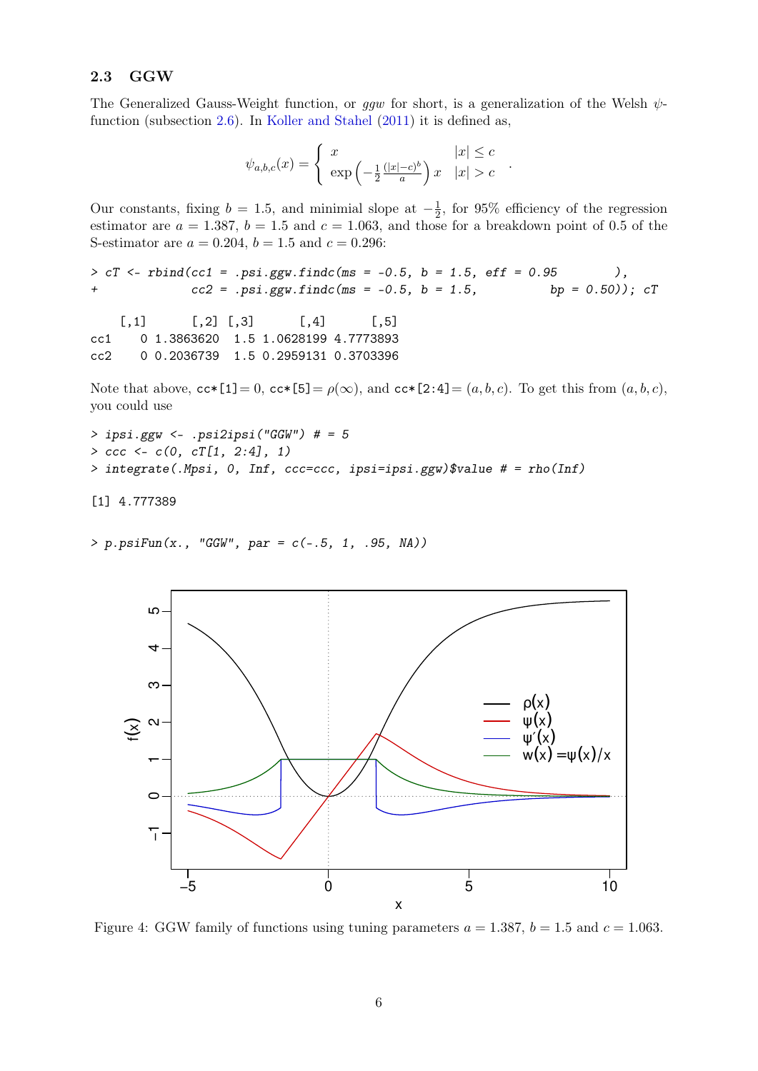### 2.3 GGW

The Generalized Gauss-Weight function, or *ggw* for short, is a generalization of the Welsh $\psi$-function (subsection 2.6). In Koller and Stahel (2011) it is defined as,

$$\psi_{a,b,c}(x) = \begin{cases} x & |x| \le c \\ \exp\left(-\frac{1}{2}\frac{(|x|-c)^b}{a}\right) x & |x| > c \end{cases}.$$

Our constants, fixing $b = 1.5$, and minimial slope at $-\frac{1}{2}$, for 95% efficiency of the regression estimator are $a = 1.387$, $b = 1.5$ and $c = 1.063$, and those for a breakdown point of 0.5 of the S-estimator are $a = 0.204$, $b = 1.5$ and $c = 0.296$:

```
> cT <- rbind(cc1 = .psi.ggw.findc(ms = -0.5, b = 1.5, eff = 0.95        ),
+             cc2 = .psi.ggw.findc(ms = -0.5, b = 1.5,            bp = 0.50)); cT

    [,1]      [,2] [,3]      [,4]      [,5]
cc1    0 1.3863620  1.5 1.0628199 4.7773893
cc2    0 0.2036739  1.5 0.2959131 0.3703396
```

Note that above, `cc*[1]`$= 0$, `cc*[5]`$= \rho(\infty)$, and `cc*[2:4]`$= (a, b, c)$. To get this from $(a, b, c)$, you could use

```
> ipsi.ggw <- .psi2ipsi("GGW") # = 5
> ccc <- c(0, cT[1, 2:4], 1)
> integrate(.Mpsi, 0, Inf, ccc=ccc, ipsi=ipsi.ggw)$value # = rho(Inf)

[1] 4.777389
```

```
> p.psiFun(x., "GGW", par = c(-.5, 1, .95, NA))
```

Figure 4: GGW family of functions using tuning parameters $a = 1.387$, $b = 1.5$ and $c = 1.063$.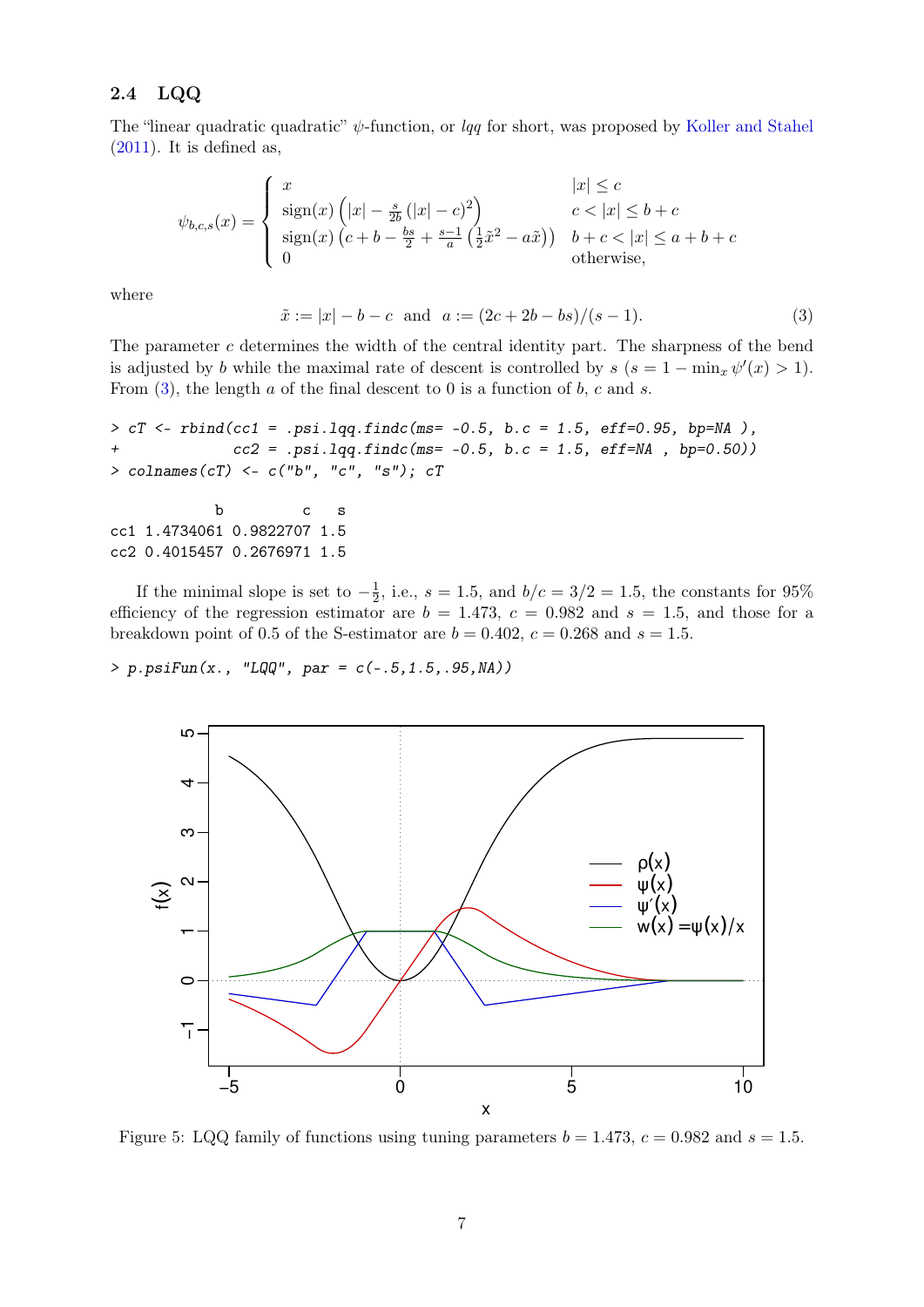### 2.4 LQQ

The "linear quadratic quadratic" $\psi$-function, or *lqq* for short, was proposed by Koller and Stahel (2011). It is defined as,

$$\psi_{b,c,s}(x) = \begin{cases} x & |x| \le c \\ \text{sign}(x)\left(|x| - \frac{s}{2b}(|x|-c)^2\right) & c < |x| \le b+c \\ \text{sign}(x)\left(c+b-\frac{bs}{2}+\frac{s-1}{a}\left(\frac{1}{2}\tilde{x}^2 - a\tilde{x}\right)\right) & b+c < |x| \le a+b+c \\ 0 & \text{otherwise,} \end{cases}$$

where

$$\tilde{x} := |x| - b - c \quad \text{and} \quad a := (2c + 2b - bs)/(s-1). \tag{3}$$

The parameter $c$ determines the width of the central identity part. The sharpness of the bend is adjusted by $b$ while the maximal rate of descent is controlled by $s$ ($s = 1 - \min_x \psi'(x) > 1$). From (3), the length $a$ of the final descent to 0 is a function of $b$, $c$ and $s$.

```
> cT <- rbind(cc1 = .psi.lqq.findc(ms= -0.5, b.c = 1.5, eff=0.95, bp=NA ),
+             cc2 = .psi.lqq.findc(ms= -0.5, b.c = 1.5, eff=NA , bp=0.50))
> colnames(cT) <- c("b", "c", "s"); cT

            b         c   s
cc1 1.4734061 0.9822707 1.5
cc2 0.4015457 0.2676971 1.5
```

If the minimal slope is set to $-\frac{1}{2}$, i.e., $s = 1.5$, and $b/c = 3/2 = 1.5$, the constants for 95% efficiency of the regression estimator are $b = 1.473$, $c = 0.982$ and $s = 1.5$, and those for a breakdown point of 0.5 of the S-estimator are $b = 0.402$, $c = 0.268$ and $s = 1.5$.

```
> p.psiFun(x., "LQQ", par = c(-.5,1.5,.95,NA))
```

Figure 5: LQQ family of functions using tuning parameters $b = 1.473$, $c = 0.982$ and $s = 1.5$.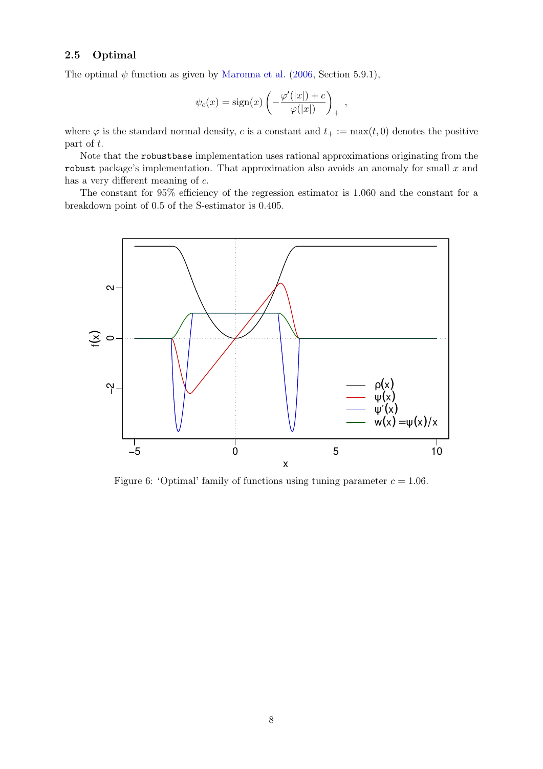### 2.5 Optimal

The optimal $\psi$ function as given by Maronna et al. (2006, Section 5.9.1),

$$\psi_c(x) = \text{sign}(x) \left( -\frac{\varphi'(|x|) + c}{\varphi(|x|)} \right)_+ ,$$

where $\varphi$ is the standard normal density, $c$ is a constant and $t_+ := \max(t, 0)$ denotes the positive part of $t$.

Note that the `robustbase` implementation uses rational approximations originating from the `robust` package's implementation. That approximation also avoids an anomaly for small $x$ and has a very different meaning of $c$.

The constant for 95% efficiency of the regression estimator is 1.060 and the constant for a breakdown point of 0.5 of the S-estimator is 0.405.

Figure 6: 'Optimal' family of functions using tuning parameter $c = 1.06$.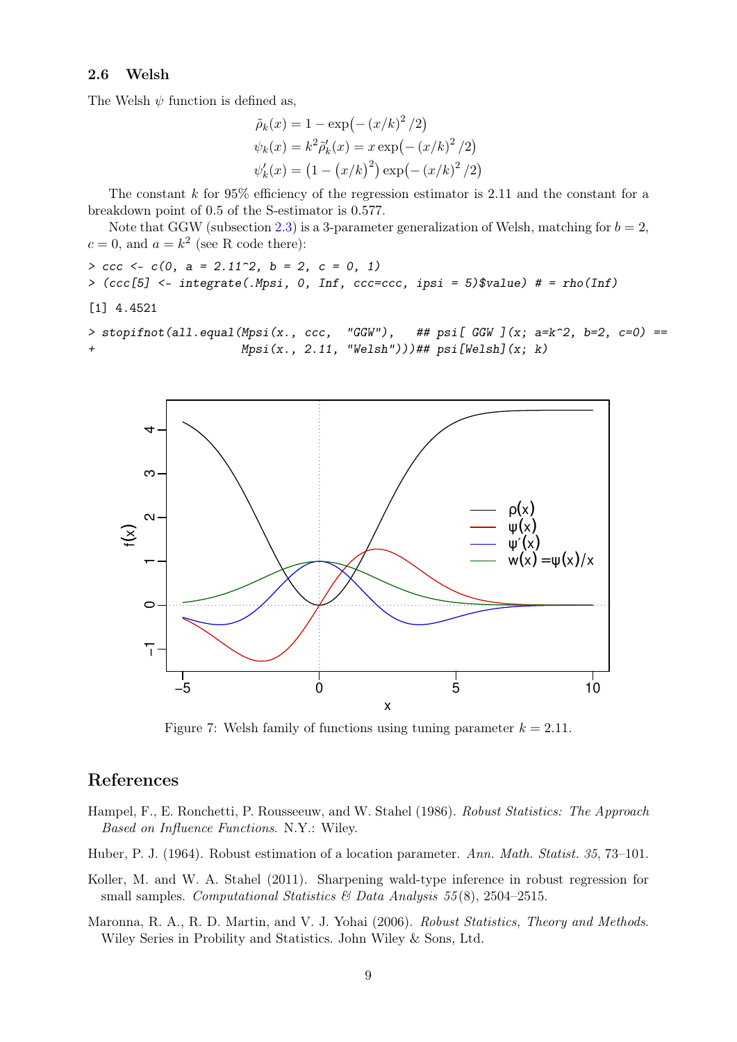### 2.6 Welsh

The Welsh $\psi$ function is defined as,

$$
\begin{aligned}
\tilde{\rho}_k(x) &= 1 - \exp\bigl(-\left(x/k\right)^2/2\bigr) \\
\psi_k(x) &= k^2 \tilde{\rho}'_k(x) = x \exp\bigl(-\left(x/k\right)^2/2\bigr) \\
\psi'_k(x) &= \bigl(1 - \left(x/k\right)^2\bigr) \exp\bigl(-\left(x/k\right)^2/2\bigr)
\end{aligned}
$$

The constant $k$ for 95% efficiency of the regression estimator is 2.11 and the constant for a breakdown point of 0.5 of the S-estimator is 0.577.

Note that GGW (subsection 2.3) is a 3-parameter generalization of Welsh, matching for $b = 2$, $c = 0$, and $a = k^2$ (see R code there):

```
> ccc <- c(0, a = 2.11^2, b = 2, c = 0, 1)
> (ccc[5] <- integrate(.Mpsi, 0, Inf, ccc=ccc, ipsi = 5)$value) # = rho(Inf)

[1] 4.4521

> stopifnot(all.equal(Mpsi(x., ccc,  "GGW"),   ## psi[ GGW ](x; a=k^2, b=2, c=0) ==
+                     Mpsi(x., 2.11, "Welsh")))## psi[Welsh](x; k)
```

f(x)
x
–5
0
5
10
–1
0
1
2
3
4
ρ(x)
ψ(x)
ψ′(x)
w(x) =ψ(x)/x

Figure 7: Welsh family of functions using tuning parameter $k = 2.11$.

## References

Hampel, F., E. Ronchetti, P. Rousseeuw, and W. Stahel (1986). *Robust Statistics: The Approach Based on Influence Functions*. N.Y.: Wiley.

Huber, P. J. (1964). Robust estimation of a location parameter. *Ann. Math. Statist. 35*, 73–101.

Koller, M. and W. A. Stahel (2011). Sharpening wald-type inference in robust regression for small samples. *Computational Statistics & Data Analysis 55*(8), 2504–2515.

Maronna, R. A., R. D. Martin, and V. J. Yohai (2006). *Robust Statistics, Theory and Methods*. Wiley Series in Probility and Statistics. John Wiley & Sons, Ltd.